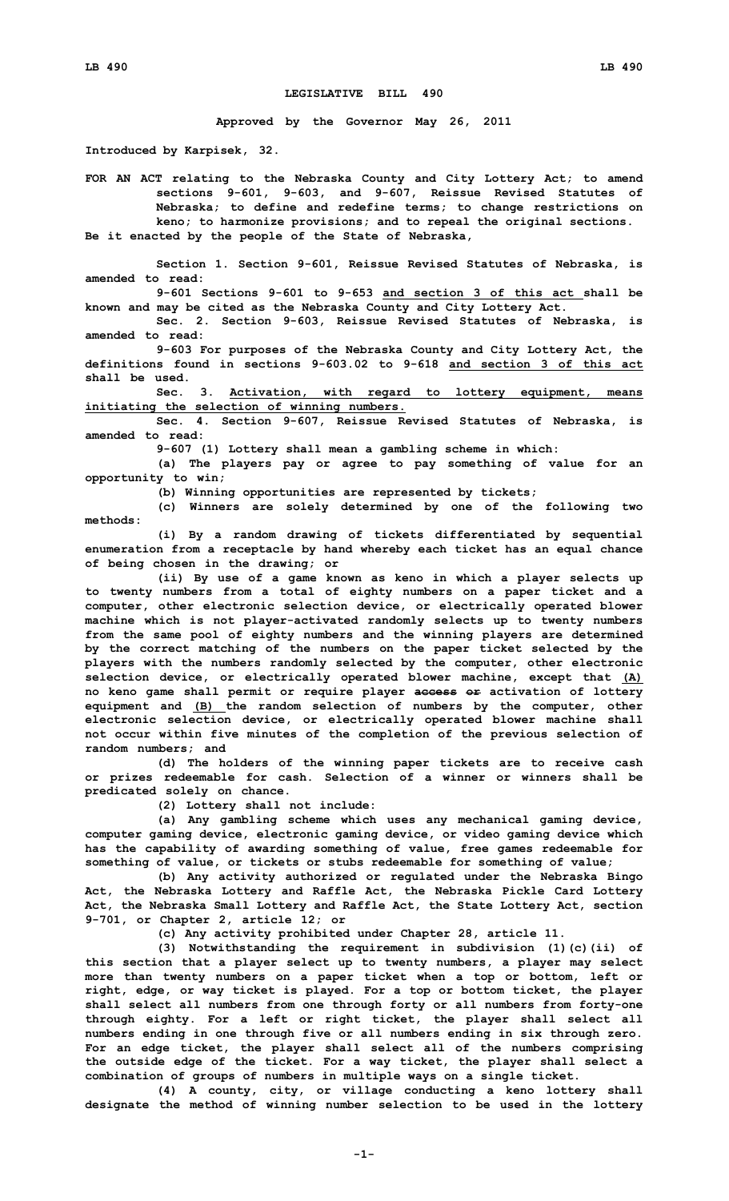# LEGISLATIVE BILL 490

**Approved by the Governor May 26, 2011**

**Introduced by Karpisek, 32.**

**FOR AN ACT relating to the Nebraska County and City Lottery Act; to amend sections 9-601, 9-603, and 9-607, Reissue Revised Statutes of Nebraska; to define and redefine terms; to change restrictions on keno; to harmonize provisions; and to repeal the original sections.**

**Be it enacted by the people of the State of Nebraska,**

**Section 1. Section 9-601, Reissue Revised Statutes of Nebraska, is amended to read:**

**9-601 Sections 9-601 to 9-653 <u>and section 3 of this act</u> shall be known and may be cited as the Nebraska County and City Lottery Act.**

**Sec. 2. Section 9-603, Reissue Revised Statutes of Nebraska, is amended to read:**

**9-603 For purposes of the Nebraska County and City Lottery Act, the definitions found in sections 9-603.02 to 9-618 <u>and section 3 of this act</u> shall be used.**

**Sec. 3. <u>Activation, with regard to lottery equipment, means initiating the selection of winning numbers.</u>**

**Sec. 4. Section 9-607, Reissue Revised Statutes of Nebraska, is amended to read:**

**9-607 (1) Lottery shall mean a gambling scheme in which:**

**(a) The players pay or agree to pay something of value for an opportunity to win;**

**(b) Winning opportunities are represented by tickets;**

**(c) Winners are solely determined by one of the following two methods:**

**(i) By a random drawing of tickets differentiated by sequential enumeration from a receptacle by hand whereby each ticket has an equal chance of being chosen in the drawing; or**

**(ii) By use of a game known as keno in which a player selects up to twenty numbers from a total of eighty numbers on a paper ticket and a computer, other electronic selection device, or electrically operated blower machine which is not player-activated randomly selects up to twenty numbers from the same pool of eighty numbers and the winning players are determined by the correct matching of the numbers on the paper ticket selected by the players with the numbers randomly selected by the computer, other electronic selection device, or electrically operated blower machine, except that <u>(A)</u> no keno game shall permit or require player ~~access or~~ activation of lottery equipment and <u>(B)</u> the random selection of numbers by the computer, other electronic selection device, or electrically operated blower machine shall not occur within five minutes of the completion of the previous selection of random numbers; and**

**(d) The holders of the winning paper tickets are to receive cash or prizes redeemable for cash. Selection of a winner or winners shall be predicated solely on chance.**

**(2) Lottery shall not include:**

**(a) Any gambling scheme which uses any mechanical gaming device, computer gaming device, electronic gaming device, or video gaming device which has the capability of awarding something of value, free games redeemable for something of value, or tickets or stubs redeemable for something of value;**

**(b) Any activity authorized or regulated under the Nebraska Bingo Act, the Nebraska Lottery and Raffle Act, the Nebraska Pickle Card Lottery Act, the Nebraska Small Lottery and Raffle Act, the State Lottery Act, section 9-701, or Chapter 2, article 12; or**

**(c) Any activity prohibited under Chapter 28, article 11.**

**(3) Notwithstanding the requirement in subdivision (1)(c)(ii) of this section that a player select up to twenty numbers, a player may select more than twenty numbers on a paper ticket when a top or bottom, left or right, edge, or way ticket is played. For a top or bottom ticket, the player shall select all numbers from one through forty or all numbers from forty-one through eighty. For a left or right ticket, the player shall select all numbers ending in one through five or all numbers ending in six through zero. For an edge ticket, the player shall select all of the numbers comprising the outside edge of the ticket. For a way ticket, the player shall select a combination of groups of numbers in multiple ways on a single ticket.**

**(4) A county, city, or village conducting a keno lottery shall designate the method of winning number selection to be used in the lottery**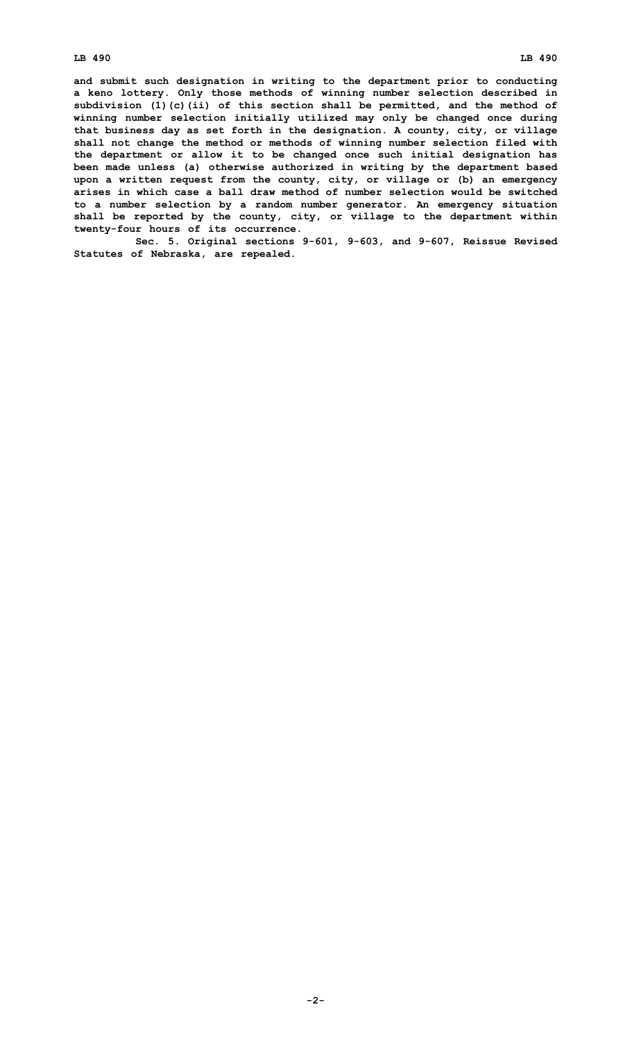**and submit such designation in writing to the department prior to conducting a keno lottery. Only those methods of winning number selection described in subdivision (1)(c)(ii) of this section shall be permitted, and the method of winning number selection initially utilized may only be changed once during that business day as set forth in the designation. A county, city, or village shall not change the method or methods of winning number selection filed with the department or allow it to be changed once such initial designation has been made unless (a) otherwise authorized in writing by the department based upon a written request from the county, city, or village or (b) an emergency arises in which case a ball draw method of number selection would be switched to a number selection by a random number generator. An emergency situation shall be reported by the county, city, or village to the department within twenty-four hours of its occurrence.**

**Sec. 5. Original sections 9-601, 9-603, and 9-607, Reissue Revised Statutes of Nebraska, are repealed.**